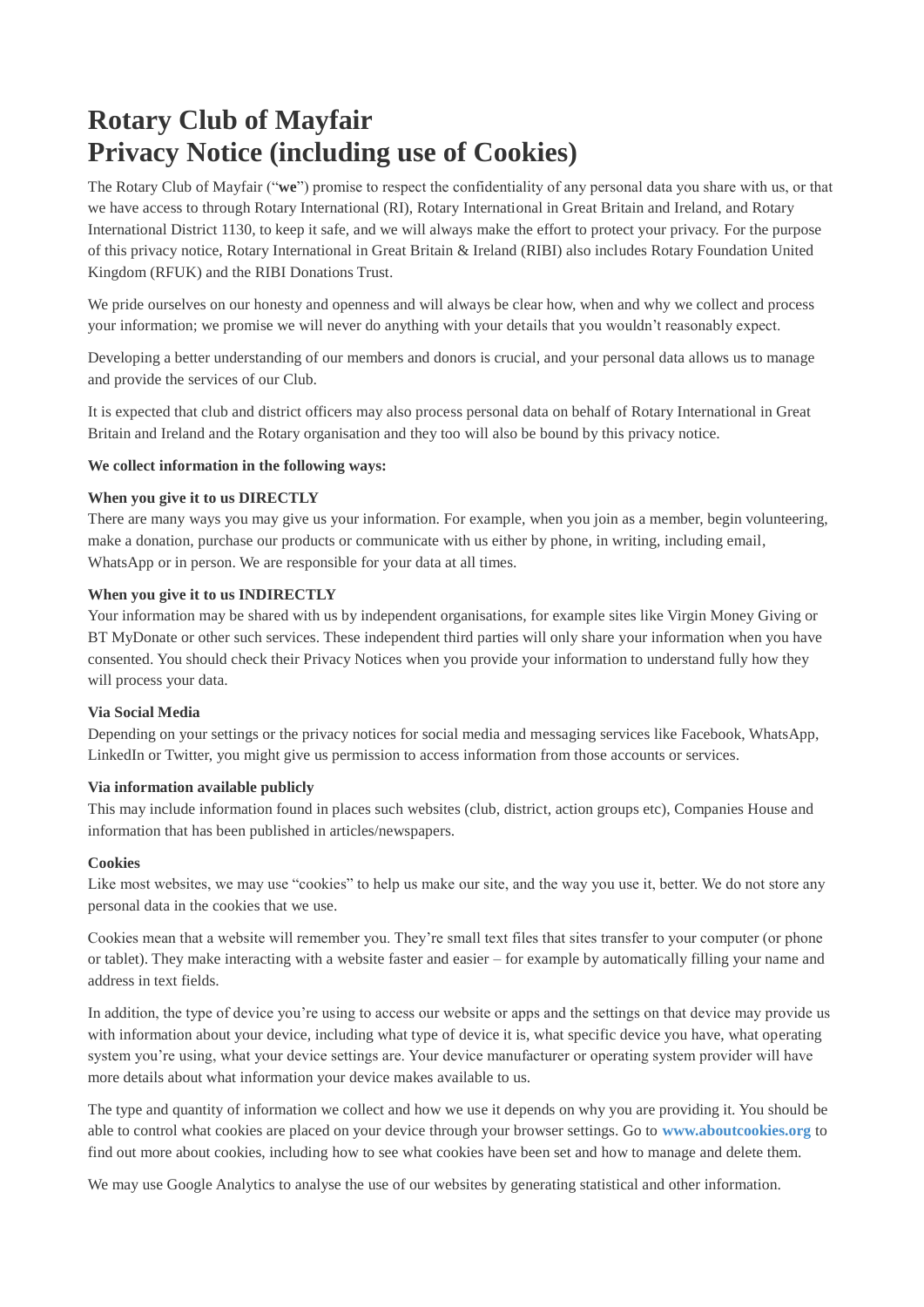# Rotary Club of Mayfair
# Privacy Notice (including use of Cookies)

The Rotary Club of Mayfair ("**we**") promise to respect the confidentiality of any personal data you share with us, or that we have access to through Rotary International (RI), Rotary International in Great Britain and Ireland, and Rotary International District 1130, to keep it safe, and we will always make the effort to protect your privacy. For the purpose of this privacy notice, Rotary International in Great Britain & Ireland (RIBI) also includes Rotary Foundation United Kingdom (RFUK) and the RIBI Donations Trust.

We pride ourselves on our honesty and openness and will always be clear how, when and why we collect and process your information; we promise we will never do anything with your details that you wouldn't reasonably expect.

Developing a better understanding of our members and donors is crucial, and your personal data allows us to manage and provide the services of our Club.

It is expected that club and district officers may also process personal data on behalf of Rotary International in Great Britain and Ireland and the Rotary organisation and they too will also be bound by this privacy notice.

**We collect information in the following ways:**

**When you give it to us DIRECTLY**
There are many ways you may give us your information. For example, when you join as a member, begin volunteering, make a donation, purchase our products or communicate with us either by phone, in writing, including email, WhatsApp or in person. We are responsible for your data at all times.

**When you give it to us INDIRECTLY**
Your information may be shared with us by independent organisations, for example sites like Virgin Money Giving or BT MyDonate or other such services. These independent third parties will only share your information when you have consented. You should check their Privacy Notices when you provide your information to understand fully how they will process your data.

**Via Social Media**
Depending on your settings or the privacy notices for social media and messaging services like Facebook, WhatsApp, LinkedIn or Twitter, you might give us permission to access information from those accounts or services.

**Via information available publicly**
This may include information found in places such websites (club, district, action groups etc), Companies House and information that has been published in articles/newspapers.

**Cookies**
Like most websites, we may use "cookies" to help us make our site, and the way you use it, better. We do not store any personal data in the cookies that we use.

Cookies mean that a website will remember you. They're small text files that sites transfer to your computer (or phone or tablet). They make interacting with a website faster and easier – for example by automatically filling your name and address in text fields.

In addition, the type of device you're using to access our website or apps and the settings on that device may provide us with information about your device, including what type of device it is, what specific device you have, what operating system you're using, what your device settings are. Your device manufacturer or operating system provider will have more details about what information your device makes available to us.

The type and quantity of information we collect and how we use it depends on why you are providing it. You should be able to control what cookies are placed on your device through your browser settings. Go to **www.aboutcookies.org** to find out more about cookies, including how to see what cookies have been set and how to manage and delete them.

We may use Google Analytics to analyse the use of our websites by generating statistical and other information.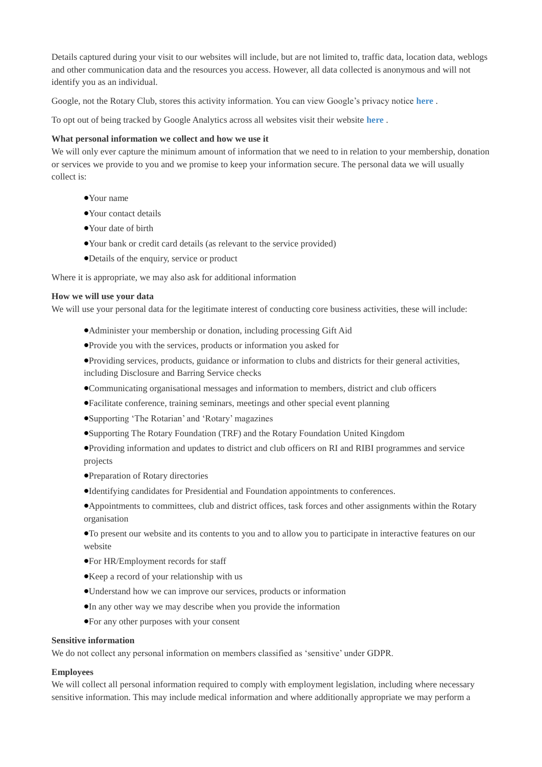Details captured during your visit to our websites will include, but are not limited to, traffic data, location data, weblogs and other communication data and the resources you access. However, all data collected is anonymous and will not identify you as an individual.

Google, not the Rotary Club, stores this activity information. You can view Google's privacy notice **here** .

To opt out of being tracked by Google Analytics across all websites visit their website **here** .

**What personal information we collect and how we use it**

We will only ever capture the minimum amount of information that we need to in relation to your membership, donation or services we provide to you and we promise to keep your information secure. The personal data we will usually collect is:

- Your name
- Your contact details
- Your date of birth
- Your bank or credit card details (as relevant to the service provided)
- Details of the enquiry, service or product

Where it is appropriate, we may also ask for additional information

**How we will use your data**

We will use your personal data for the legitimate interest of conducting core business activities, these will include:

- Administer your membership or donation, including processing Gift Aid
- Provide you with the services, products or information you asked for
- Providing services, products, guidance or information to clubs and districts for their general activities, including Disclosure and Barring Service checks
- Communicating organisational messages and information to members, district and club officers
- Facilitate conference, training seminars, meetings and other special event planning
- Supporting 'The Rotarian' and 'Rotary' magazines
- Supporting The Rotary Foundation (TRF) and the Rotary Foundation United Kingdom
- Providing information and updates to district and club officers on RI and RIBI programmes and service projects
- Preparation of Rotary directories
- Identifying candidates for Presidential and Foundation appointments to conferences.
- Appointments to committees, club and district offices, task forces and other assignments within the Rotary organisation
- To present our website and its contents to you and to allow you to participate in interactive features on our website
- For HR/Employment records for staff
- Keep a record of your relationship with us
- Understand how we can improve our services, products or information
- In any other way we may describe when you provide the information
- For any other purposes with your consent

**Sensitive information**

We do not collect any personal information on members classified as 'sensitive' under GDPR.

**Employees**

We will collect all personal information required to comply with employment legislation, including where necessary sensitive information. This may include medical information and where additionally appropriate we may perform a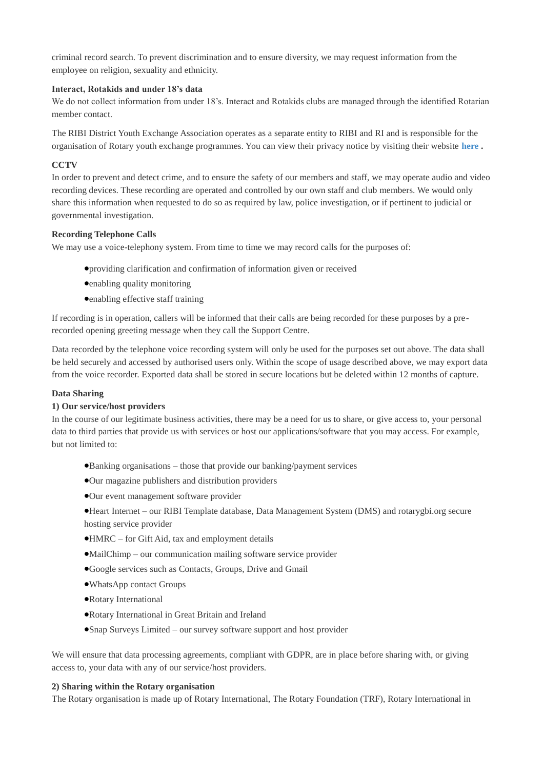criminal record search. To prevent discrimination and to ensure diversity, we may request information from the employee on religion, sexuality and ethnicity.

**Interact, Rotakids and under 18's data**

We do not collect information from under 18's. Interact and Rotakids clubs are managed through the identified Rotarian member contact.

The RIBI District Youth Exchange Association operates as a separate entity to RIBI and RI and is responsible for the organisation of Rotary youth exchange programmes. You can view their privacy notice by visiting their website **here** **.**

**CCTV**

In order to prevent and detect crime, and to ensure the safety of our members and staff, we may operate audio and video recording devices. These recording are operated and controlled by our own staff and club members. We would only share this information when requested to do so as required by law, police investigation, or if pertinent to judicial or governmental investigation.

**Recording Telephone Calls**

We may use a voice-telephony system. From time to time we may record calls for the purposes of:

- providing clarification and confirmation of information given or received
- enabling quality monitoring
- enabling effective staff training

If recording is in operation, callers will be informed that their calls are being recorded for these purposes by a pre-recorded opening greeting message when they call the Support Centre.

Data recorded by the telephone voice recording system will only be used for the purposes set out above. The data shall be held securely and accessed by authorised users only. Within the scope of usage described above, we may export data from the voice recorder. Exported data shall be stored in secure locations but be deleted within 12 months of capture.

**Data Sharing**

**1) Our service/host providers**

In the course of our legitimate business activities, there may be a need for us to share, or give access to, your personal data to third parties that provide us with services or host our applications/software that you may access. For example, but not limited to:

- Banking organisations – those that provide our banking/payment services
- Our magazine publishers and distribution providers
- Our event management software provider
- Heart Internet – our RIBI Template database, Data Management System (DMS) and rotarygbi.org secure hosting service provider
- HMRC – for Gift Aid, tax and employment details
- MailChimp – our communication mailing software service provider
- Google services such as Contacts, Groups, Drive and Gmail
- WhatsApp contact Groups
- Rotary International
- Rotary International in Great Britain and Ireland
- Snap Surveys Limited – our survey software support and host provider

We will ensure that data processing agreements, compliant with GDPR, are in place before sharing with, or giving access to, your data with any of our service/host providers.

**2) Sharing within the Rotary organisation**

The Rotary organisation is made up of Rotary International, The Rotary Foundation (TRF), Rotary International in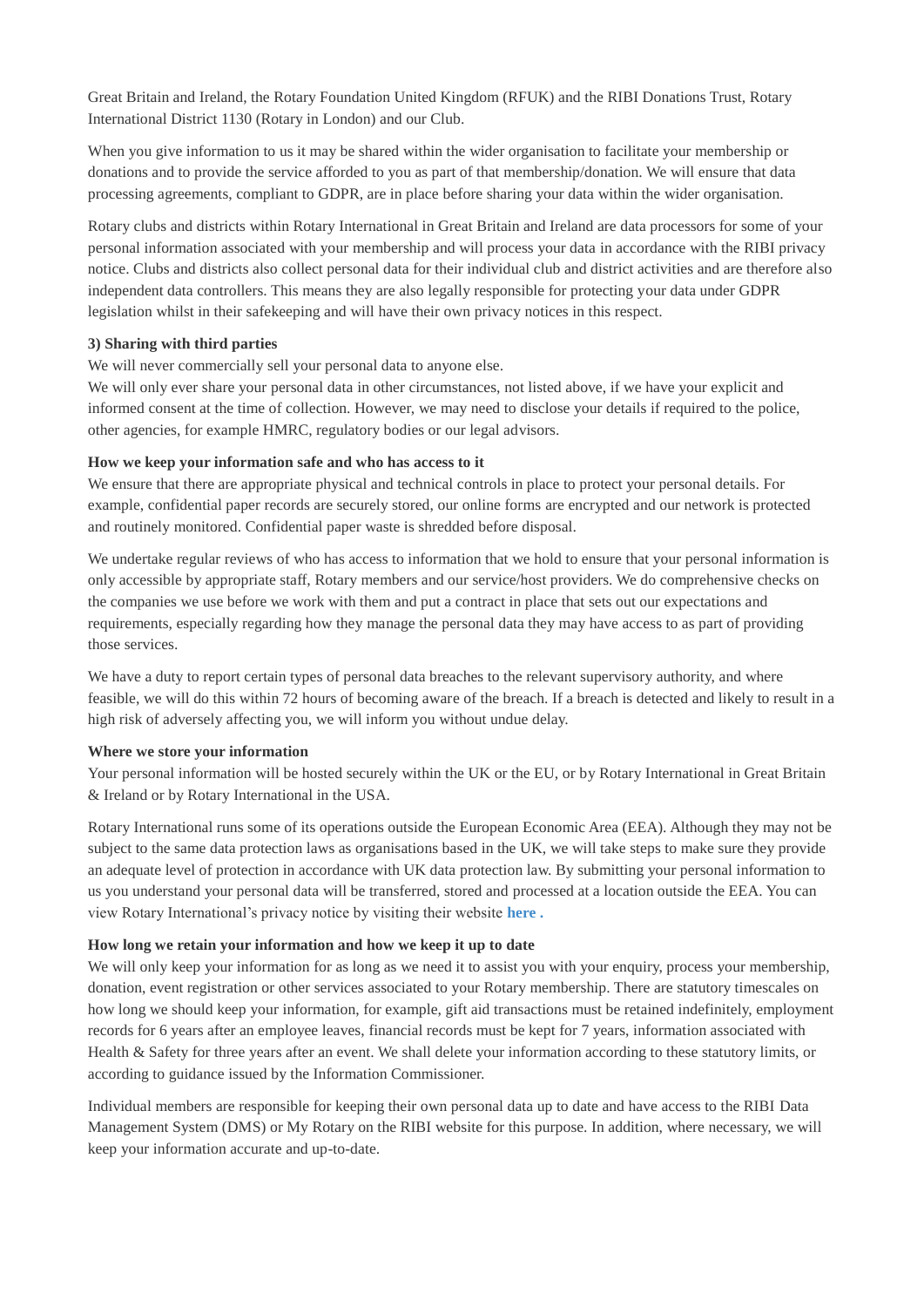Great Britain and Ireland, the Rotary Foundation United Kingdom (RFUK) and the RIBI Donations Trust, Rotary International District 1130 (Rotary in London) and our Club.

When you give information to us it may be shared within the wider organisation to facilitate your membership or donations and to provide the service afforded to you as part of that membership/donation. We will ensure that data processing agreements, compliant to GDPR, are in place before sharing your data within the wider organisation.

Rotary clubs and districts within Rotary International in Great Britain and Ireland are data processors for some of your personal information associated with your membership and will process your data in accordance with the RIBI privacy notice. Clubs and districts also collect personal data for their individual club and district activities and are therefore also independent data controllers. This means they are also legally responsible for protecting your data under GDPR legislation whilst in their safekeeping and will have their own privacy notices in this respect.

**3) Sharing with third parties**

We will never commercially sell your personal data to anyone else.

We will only ever share your personal data in other circumstances, not listed above, if we have your explicit and informed consent at the time of collection. However, we may need to disclose your details if required to the police, other agencies, for example HMRC, regulatory bodies or our legal advisors.

**How we keep your information safe and who has access to it**

We ensure that there are appropriate physical and technical controls in place to protect your personal details. For example, confidential paper records are securely stored, our online forms are encrypted and our network is protected and routinely monitored. Confidential paper waste is shredded before disposal.

We undertake regular reviews of who has access to information that we hold to ensure that your personal information is only accessible by appropriate staff, Rotary members and our service/host providers. We do comprehensive checks on the companies we use before we work with them and put a contract in place that sets out our expectations and requirements, especially regarding how they manage the personal data they may have access to as part of providing those services.

We have a duty to report certain types of personal data breaches to the relevant supervisory authority, and where feasible, we will do this within 72 hours of becoming aware of the breach. If a breach is detected and likely to result in a high risk of adversely affecting you, we will inform you without undue delay.

**Where we store your information**

Your personal information will be hosted securely within the UK or the EU, or by Rotary International in Great Britain & Ireland or by Rotary International in the USA.

Rotary International runs some of its operations outside the European Economic Area (EEA). Although they may not be subject to the same data protection laws as organisations based in the UK, we will take steps to make sure they provide an adequate level of protection in accordance with UK data protection law. By submitting your personal information to us you understand your personal data will be transferred, stored and processed at a location outside the EEA. You can view Rotary International's privacy notice by visiting their website **here .**

**How long we retain your information and how we keep it up to date**

We will only keep your information for as long as we need it to assist you with your enquiry, process your membership, donation, event registration or other services associated to your Rotary membership. There are statutory timescales on how long we should keep your information, for example, gift aid transactions must be retained indefinitely, employment records for 6 years after an employee leaves, financial records must be kept for 7 years, information associated with Health & Safety for three years after an event. We shall delete your information according to these statutory limits, or according to guidance issued by the Information Commissioner.

Individual members are responsible for keeping their own personal data up to date and have access to the RIBI Data Management System (DMS) or My Rotary on the RIBI website for this purpose. In addition, where necessary, we will keep your information accurate and up-to-date.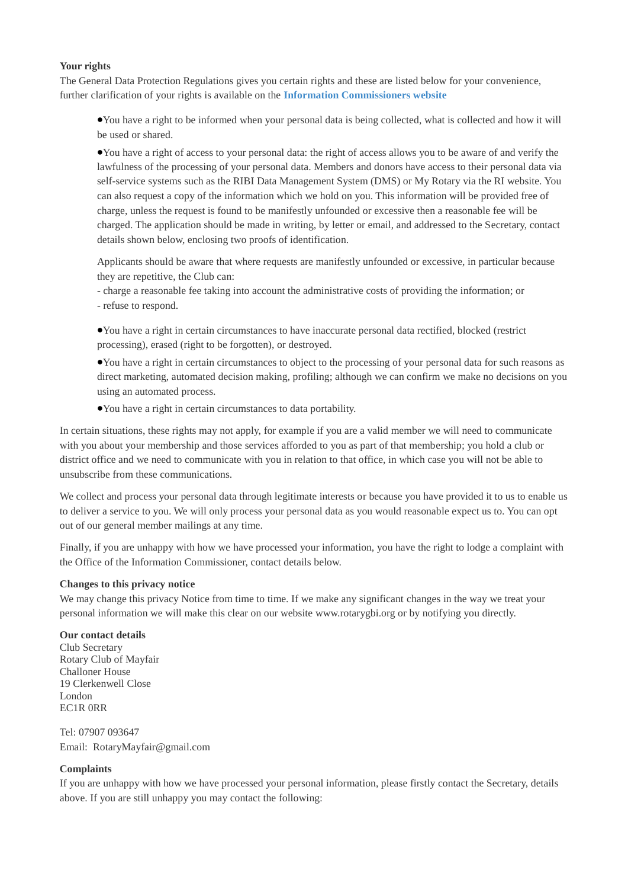**Your rights**

The General Data Protection Regulations gives you certain rights and these are listed below for your convenience, further clarification of your rights is available on the **Information Commissioners website**

- You have a right to be informed when your personal data is being collected, what is collected and how it will be used or shared.
- You have a right of access to your personal data: the right of access allows you to be aware of and verify the lawfulness of the processing of your personal data. Members and donors have access to their personal data via self-service systems such as the RIBI Data Management System (DMS) or My Rotary via the RI website. You can also request a copy of the information which we hold on you. This information will be provided free of charge, unless the request is found to be manifestly unfounded or excessive then a reasonable fee will be charged. The application should be made in writing, by letter or email, and addressed to the Secretary, contact details shown below, enclosing two proofs of identification.

  Applicants should be aware that where requests are manifestly unfounded or excessive, in particular because they are repetitive, the Club can:

  - charge a reasonable fee taking into account the administrative costs of providing the information; or
  - refuse to respond.

- You have a right in certain circumstances to have inaccurate personal data rectified, blocked (restrict processing), erased (right to be forgotten), or destroyed.
- You have a right in certain circumstances to object to the processing of your personal data for such reasons as direct marketing, automated decision making, profiling; although we can confirm we make no decisions on you using an automated process.
- You have a right in certain circumstances to data portability.

In certain situations, these rights may not apply, for example if you are a valid member we will need to communicate with you about your membership and those services afforded to you as part of that membership; you hold a club or district office and we need to communicate with you in relation to that office, in which case you will not be able to unsubscribe from these communications.

We collect and process your personal data through legitimate interests or because you have provided it to us to enable us to deliver a service to you. We will only process your personal data as you would reasonable expect us to. You can opt out of our general member mailings at any time.

Finally, if you are unhappy with how we have processed your information, you have the right to lodge a complaint with the Office of the Information Commissioner, contact details below.

**Changes to this privacy notice**

We may change this privacy Notice from time to time. If we make any significant changes in the way we treat your personal information we will make this clear on our website www.rotarygbi.org or by notifying you directly.

**Our contact details**

Club Secretary
Rotary Club of Mayfair
Challoner House
19 Clerkenwell Close
London
EC1R 0RR

Tel: 07907 093647
Email: RotaryMayfair@gmail.com

**Complaints**

If you are unhappy with how we have processed your personal information, please firstly contact the Secretary, details above. If you are still unhappy you may contact the following: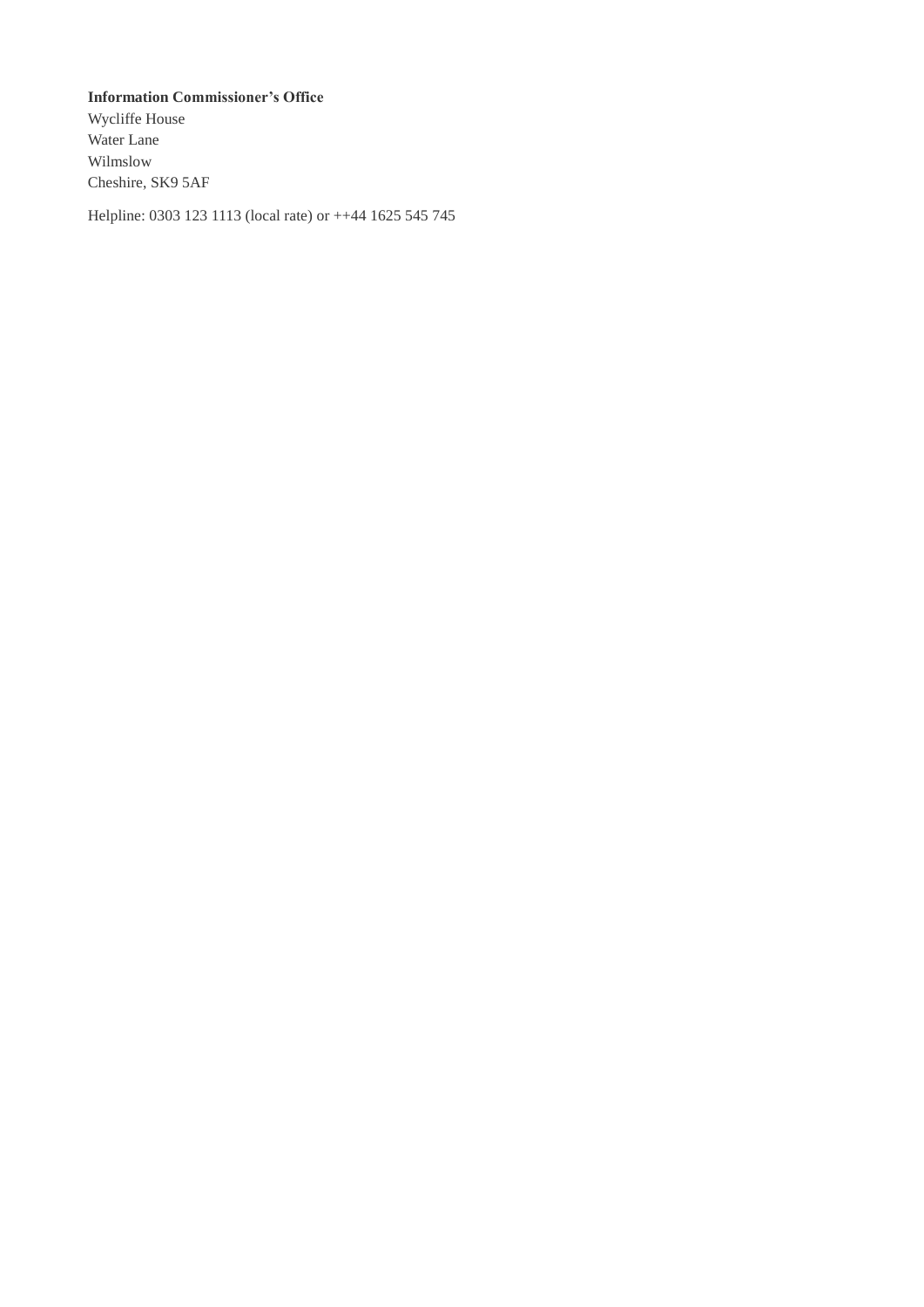**Information Commissioner's Office**
Wycliffe House
Water Lane
Wilmslow
Cheshire, SK9 5AF

Helpline: 0303 123 1113 (local rate) or ++44 1625 545 745